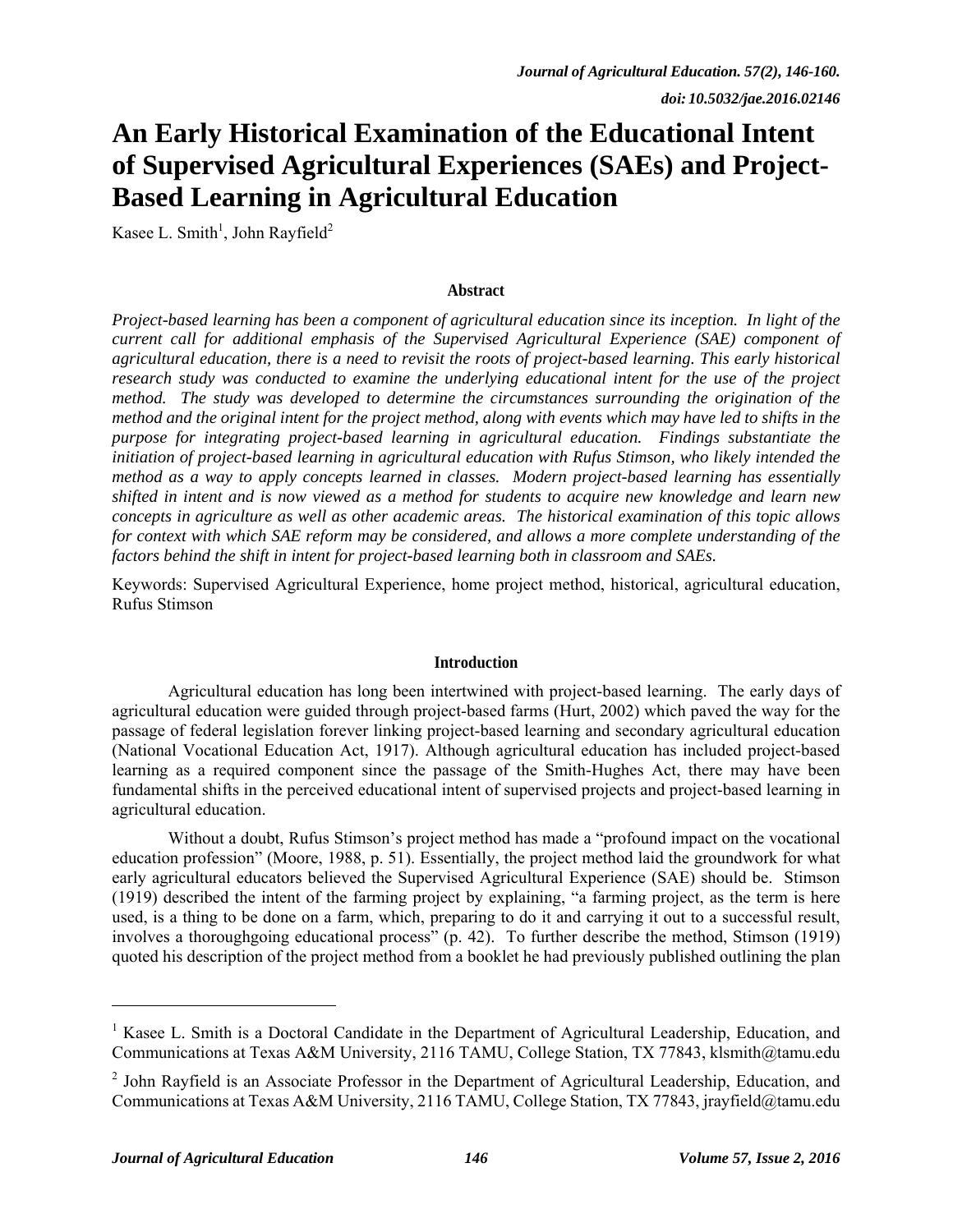# An Early Historical Examination of the Educational Intent of Supervised Agricultural Experiences (SAEs) and Project-Based Learning in Agricultural Education

Kasee L. Smith[1], John Rayfield[2]

### Abstract

*Project-based learning has been a component of agricultural education since its inception. In light of the current call for additional emphasis of the Supervised Agricultural Experience (SAE) component of agricultural education, there is a need to revisit the roots of project-based learning. This early historical research study was conducted to examine the underlying educational intent for the use of the project method. The study was developed to determine the circumstances surrounding the origination of the method and the original intent for the project method, along with events which may have led to shifts in the purpose for integrating project-based learning in agricultural education. Findings substantiate the initiation of project-based learning in agricultural education with Rufus Stimson, who likely intended the method as a way to apply concepts learned in classes. Modern project-based learning has essentially shifted in intent and is now viewed as a method for students to acquire new knowledge and learn new concepts in agriculture as well as other academic areas. The historical examination of this topic allows for context with which SAE reform may be considered, and allows a more complete understanding of the factors behind the shift in intent for project-based learning both in classroom and SAEs.*

Keywords: Supervised Agricultural Experience, home project method, historical, agricultural education, Rufus Stimson

### Introduction

Agricultural education has long been intertwined with project-based learning. The early days of agricultural education were guided through project-based farms (Hurt, 2002) which paved the way for the passage of federal legislation forever linking project-based learning and secondary agricultural education (National Vocational Education Act, 1917). Although agricultural education has included project-based learning as a required component since the passage of the Smith-Hughes Act, there may have been fundamental shifts in the perceived educational intent of supervised projects and project-based learning in agricultural education.

Without a doubt, Rufus Stimson's project method has made a "profound impact on the vocational education profession" (Moore, 1988, p. 51). Essentially, the project method laid the groundwork for what early agricultural educators believed the Supervised Agricultural Experience (SAE) should be. Stimson (1919) described the intent of the farming project by explaining, "a farming project, as the term is here used, is a thing to be done on a farm, which, preparing to do it and carrying it out to a successful result, involves a thoroughgoing educational process" (p. 42). To further describe the method, Stimson (1919) quoted his description of the project method from a booklet he had previously published outlining the plan

---

[1] Kasee L. Smith is a Doctoral Candidate in the Department of Agricultural Leadership, Education, and Communications at Texas A&M University, 2116 TAMU, College Station, TX 77843, klsmith@tamu.edu

[2] John Rayfield is an Associate Professor in the Department of Agricultural Leadership, Education, and Communications at Texas A&M University, 2116 TAMU, College Station, TX 77843, jrayfield@tamu.edu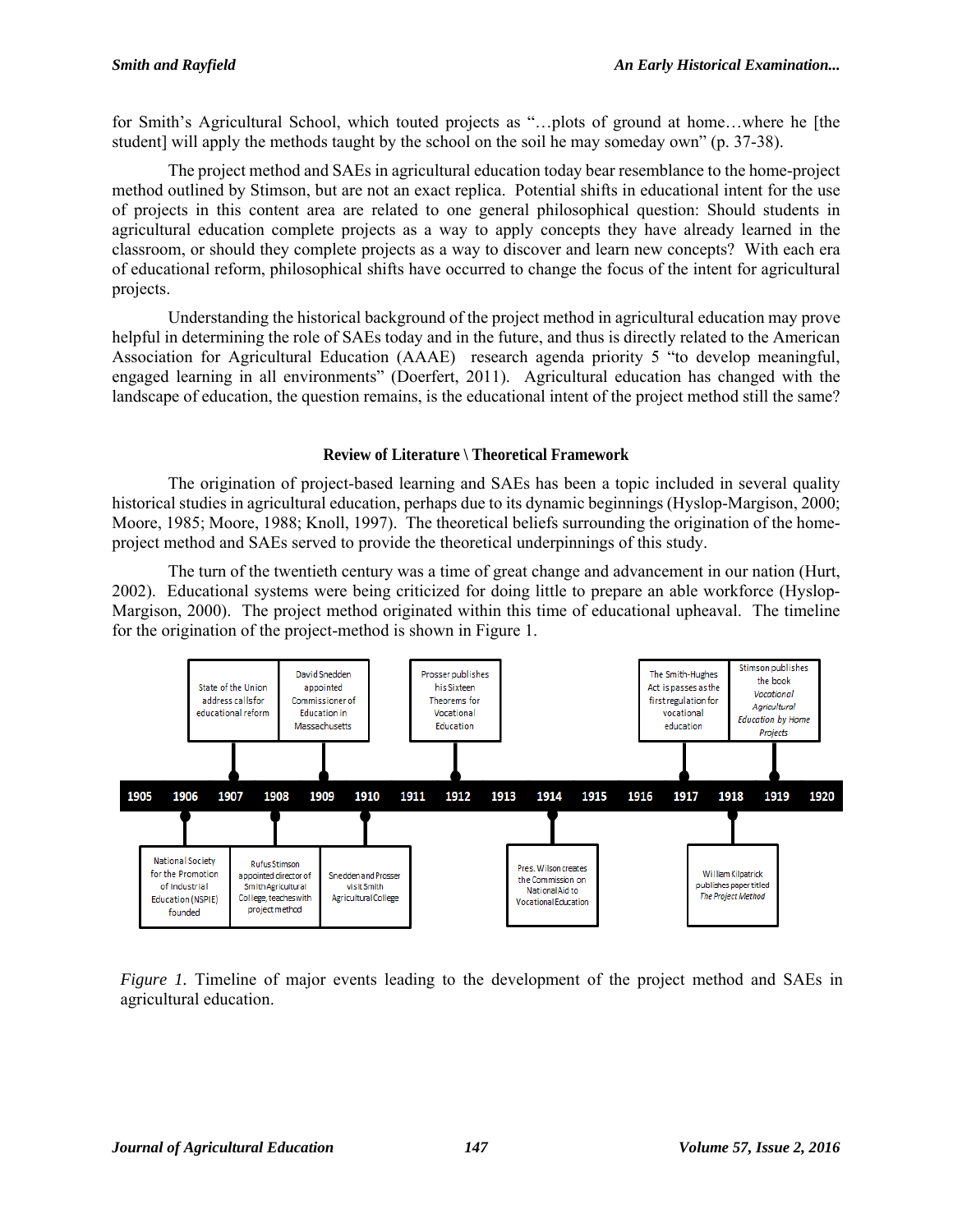for Smith's Agricultural School, which touted projects as "…plots of ground at home…where he [the student] will apply the methods taught by the school on the soil he may someday own" (p. 37-38).

The project method and SAEs in agricultural education today bear resemblance to the home-project method outlined by Stimson, but are not an exact replica. Potential shifts in educational intent for the use of projects in this content area are related to one general philosophical question: Should students in agricultural education complete projects as a way to apply concepts they have already learned in the classroom, or should they complete projects as a way to discover and learn new concepts? With each era of educational reform, philosophical shifts have occurred to change the focus of the intent for agricultural projects.

Understanding the historical background of the project method in agricultural education may prove helpful in determining the role of SAEs today and in the future, and thus is directly related to the American Association for Agricultural Education (AAAE) research agenda priority 5 "to develop meaningful, engaged learning in all environments" (Doerfert, 2011). Agricultural education has changed with the landscape of education, the question remains, is the educational intent of the project method still the same?

## Review of Literature \ Theoretical Framework

The origination of project-based learning and SAEs has been a topic included in several quality historical studies in agricultural education, perhaps due to its dynamic beginnings (Hyslop-Margison, 2000; Moore, 1985; Moore, 1988; Knoll, 1997). The theoretical beliefs surrounding the origination of the home-project method and SAEs served to provide the theoretical underpinnings of this study.

The turn of the twentieth century was a time of great change and advancement in our nation (Hurt, 2002). Educational systems were being criticized for doing little to prepare an able workforce (Hyslop-Margison, 2000). The project method originated within this time of educational upheaval. The timeline for the origination of the project-method is shown in Figure 1.

- 1906: National Society for the Promotion of Industrial Education (NSPIE) founded
- 1907: State of the Union address calls for educational reform
- 1908: Rufus Stimson appointed director of Smith Agricultural College, teaches with project method
- 1909: David Snedden appointed Commissioner of Education in Massachusetts
- 1910: Snedden and Prosser visit Smith Agricultural College
- 1912: Prosser publishes his Sixteen Theorems for Vocational Education
- 1914: Pres. Wilson creates the Commission on National Aid to Vocational Education
- 1917: The Smith-Hughes Act is passes as the first regulation for vocational education
- 1918: William Kilpatrick publishes paper titled *The Project Method*
- 1919: Stimson publishes the book *Vocational Agricultural Education by Home Projects*

*Figure 1.* Timeline of major events leading to the development of the project method and SAEs in agricultural education.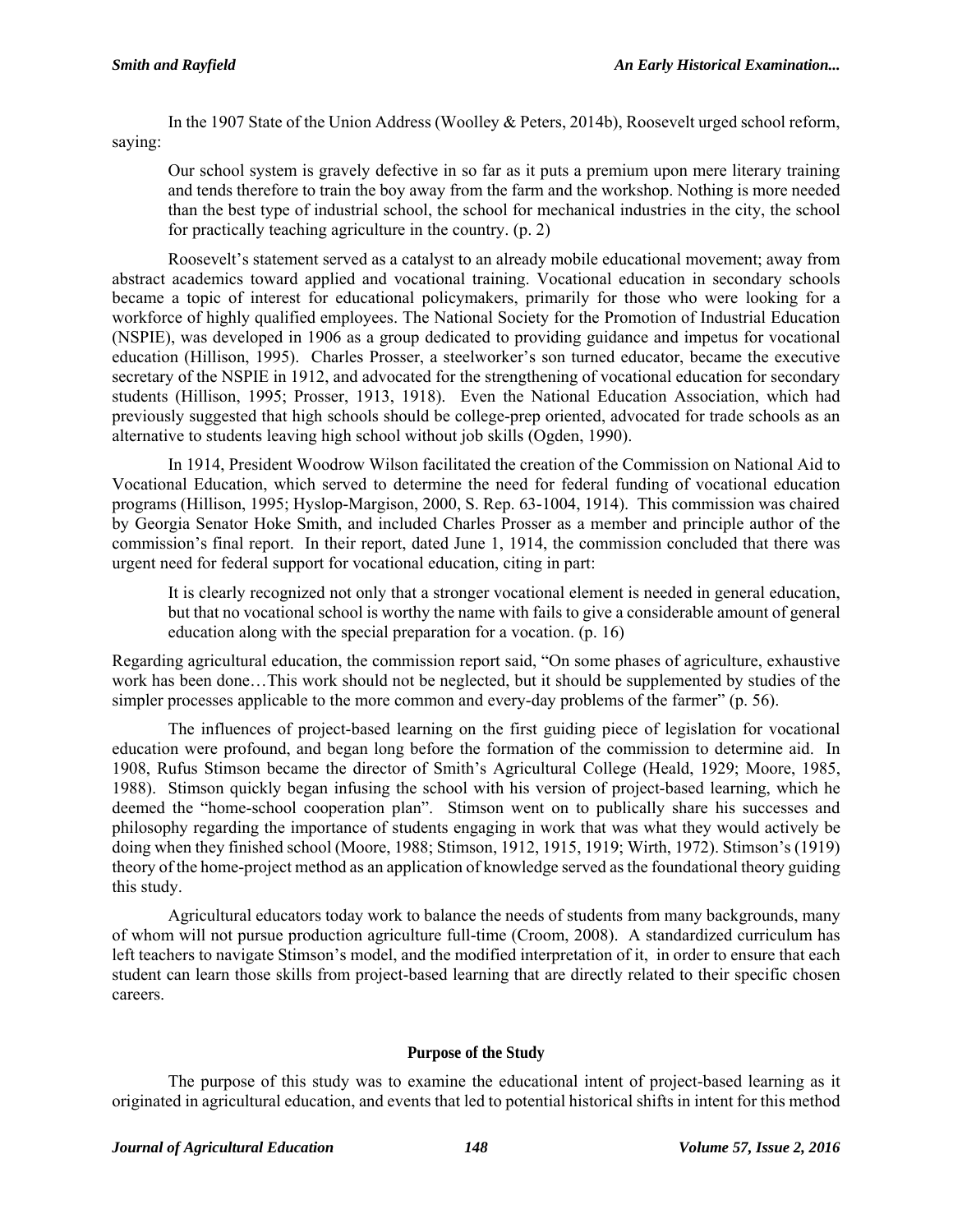In the 1907 State of the Union Address (Woolley & Peters, 2014b), Roosevelt urged school reform, saying:

> Our school system is gravely defective in so far as it puts a premium upon mere literary training and tends therefore to train the boy away from the farm and the workshop. Nothing is more needed than the best type of industrial school, the school for mechanical industries in the city, the school for practically teaching agriculture in the country. (p. 2)

Roosevelt's statement served as a catalyst to an already mobile educational movement; away from abstract academics toward applied and vocational training. Vocational education in secondary schools became a topic of interest for educational policymakers, primarily for those who were looking for a workforce of highly qualified employees. The National Society for the Promotion of Industrial Education (NSPIE), was developed in 1906 as a group dedicated to providing guidance and impetus for vocational education (Hillison, 1995). Charles Prosser, a steelworker's son turned educator, became the executive secretary of the NSPIE in 1912, and advocated for the strengthening of vocational education for secondary students (Hillison, 1995; Prosser, 1913, 1918). Even the National Education Association, which had previously suggested that high schools should be college-prep oriented, advocated for trade schools as an alternative to students leaving high school without job skills (Ogden, 1990).

In 1914, President Woodrow Wilson facilitated the creation of the Commission on National Aid to Vocational Education, which served to determine the need for federal funding of vocational education programs (Hillison, 1995; Hyslop-Margison, 2000, S. Rep. 63-1004, 1914). This commission was chaired by Georgia Senator Hoke Smith, and included Charles Prosser as a member and principle author of the commission's final report. In their report, dated June 1, 1914, the commission concluded that there was urgent need for federal support for vocational education, citing in part:

> It is clearly recognized not only that a stronger vocational element is needed in general education, but that no vocational school is worthy the name with fails to give a considerable amount of general education along with the special preparation for a vocation. (p. 16)

Regarding agricultural education, the commission report said, "On some phases of agriculture, exhaustive work has been done…This work should not be neglected, but it should be supplemented by studies of the simpler processes applicable to the more common and every-day problems of the farmer" (p. 56).

The influences of project-based learning on the first guiding piece of legislation for vocational education were profound, and began long before the formation of the commission to determine aid. In 1908, Rufus Stimson became the director of Smith's Agricultural College (Heald, 1929; Moore, 1985, 1988). Stimson quickly began infusing the school with his version of project-based learning, which he deemed the "home-school cooperation plan". Stimson went on to publically share his successes and philosophy regarding the importance of students engaging in work that was what they would actively be doing when they finished school (Moore, 1988; Stimson, 1912, 1915, 1919; Wirth, 1972). Stimson's (1919) theory of the home-project method as an application of knowledge served as the foundational theory guiding this study.

Agricultural educators today work to balance the needs of students from many backgrounds, many of whom will not pursue production agriculture full-time (Croom, 2008). A standardized curriculum has left teachers to navigate Stimson's model, and the modified interpretation of it, in order to ensure that each student can learn those skills from project-based learning that are directly related to their specific chosen careers.

## Purpose of the Study

The purpose of this study was to examine the educational intent of project-based learning as it originated in agricultural education, and events that led to potential historical shifts in intent for this method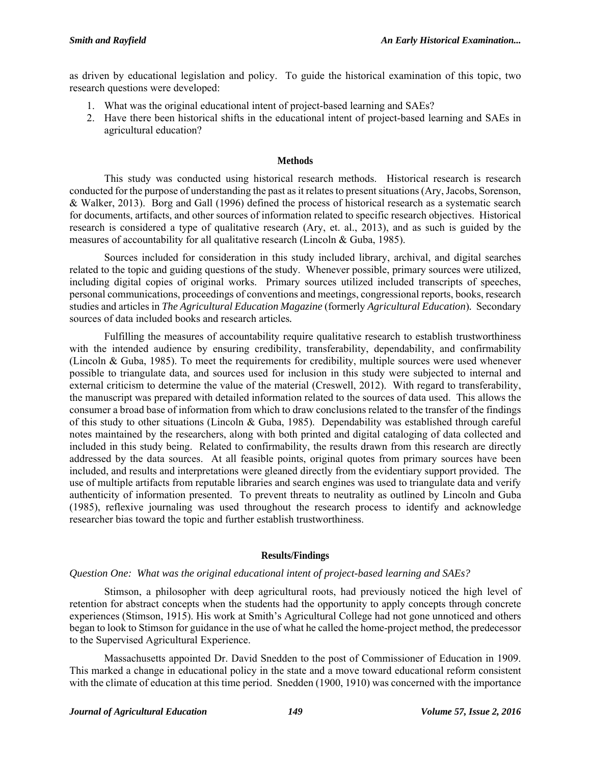as driven by educational legislation and policy. To guide the historical examination of this topic, two research questions were developed:

1. What was the original educational intent of project-based learning and SAEs?
2. Have there been historical shifts in the educational intent of project-based learning and SAEs in agricultural education?

## Methods

This study was conducted using historical research methods. Historical research is research conducted for the purpose of understanding the past as it relates to present situations (Ary, Jacobs, Sorenson, & Walker, 2013). Borg and Gall (1996) defined the process of historical research as a systematic search for documents, artifacts, and other sources of information related to specific research objectives. Historical research is considered a type of qualitative research (Ary, et. al., 2013), and as such is guided by the measures of accountability for all qualitative research (Lincoln & Guba, 1985).

Sources included for consideration in this study included library, archival, and digital searches related to the topic and guiding questions of the study. Whenever possible, primary sources were utilized, including digital copies of original works. Primary sources utilized included transcripts of speeches, personal communications, proceedings of conventions and meetings, congressional reports, books, research studies and articles in *The Agricultural Education Magazine* (formerly *Agricultural Education*). Secondary sources of data included books and research articles.

Fulfilling the measures of accountability require qualitative research to establish trustworthiness with the intended audience by ensuring credibility, transferability, dependability, and confirmability (Lincoln & Guba, 1985). To meet the requirements for credibility, multiple sources were used whenever possible to triangulate data, and sources used for inclusion in this study were subjected to internal and external criticism to determine the value of the material (Creswell, 2012). With regard to transferability, the manuscript was prepared with detailed information related to the sources of data used. This allows the consumer a broad base of information from which to draw conclusions related to the transfer of the findings of this study to other situations (Lincoln & Guba, 1985). Dependability was established through careful notes maintained by the researchers, along with both printed and digital cataloging of data collected and included in this study being. Related to confirmability, the results drawn from this research are directly addressed by the data sources. At all feasible points, original quotes from primary sources have been included, and results and interpretations were gleaned directly from the evidentiary support provided. The use of multiple artifacts from reputable libraries and search engines was used to triangulate data and verify authenticity of information presented. To prevent threats to neutrality as outlined by Lincoln and Guba (1985), reflexive journaling was used throughout the research process to identify and acknowledge researcher bias toward the topic and further establish trustworthiness.

## Results/Findings

*Question One: What was the original educational intent of project-based learning and SAEs?*

Stimson, a philosopher with deep agricultural roots, had previously noticed the high level of retention for abstract concepts when the students had the opportunity to apply concepts through concrete experiences (Stimson, 1915). His work at Smith's Agricultural College had not gone unnoticed and others began to look to Stimson for guidance in the use of what he called the home-project method, the predecessor to the Supervised Agricultural Experience.

Massachusetts appointed Dr. David Snedden to the post of Commissioner of Education in 1909. This marked a change in educational policy in the state and a move toward educational reform consistent with the climate of education at this time period. Snedden (1900, 1910) was concerned with the importance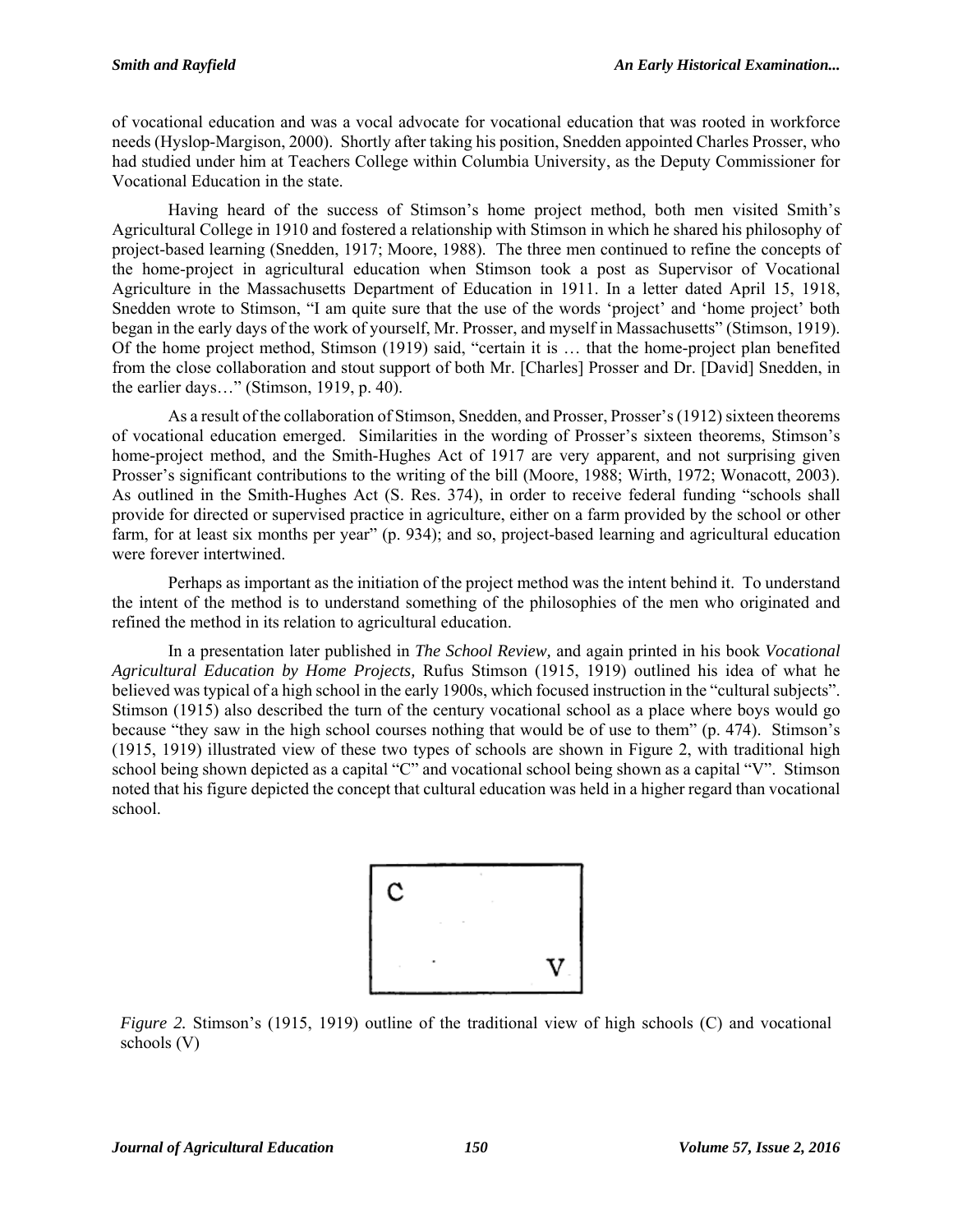of vocational education and was a vocal advocate for vocational education that was rooted in workforce needs (Hyslop-Margison, 2000). Shortly after taking his position, Snedden appointed Charles Prosser, who had studied under him at Teachers College within Columbia University, as the Deputy Commissioner for Vocational Education in the state.

Having heard of the success of Stimson's home project method, both men visited Smith's Agricultural College in 1910 and fostered a relationship with Stimson in which he shared his philosophy of project-based learning (Snedden, 1917; Moore, 1988). The three men continued to refine the concepts of the home-project in agricultural education when Stimson took a post as Supervisor of Vocational Agriculture in the Massachusetts Department of Education in 1911. In a letter dated April 15, 1918, Snedden wrote to Stimson, "I am quite sure that the use of the words 'project' and 'home project' both began in the early days of the work of yourself, Mr. Prosser, and myself in Massachusetts" (Stimson, 1919). Of the home project method, Stimson (1919) said, "certain it is … that the home-project plan benefited from the close collaboration and stout support of both Mr. [Charles] Prosser and Dr. [David] Snedden, in the earlier days…" (Stimson, 1919, p. 40).

As a result of the collaboration of Stimson, Snedden, and Prosser, Prosser's (1912) sixteen theorems of vocational education emerged. Similarities in the wording of Prosser's sixteen theorems, Stimson's home-project method, and the Smith-Hughes Act of 1917 are very apparent, and not surprising given Prosser's significant contributions to the writing of the bill (Moore, 1988; Wirth, 1972; Wonacott, 2003). As outlined in the Smith-Hughes Act (S. Res. 374), in order to receive federal funding "schools shall provide for directed or supervised practice in agriculture, either on a farm provided by the school or other farm, for at least six months per year" (p. 934); and so, project-based learning and agricultural education were forever intertwined.

Perhaps as important as the initiation of the project method was the intent behind it. To understand the intent of the method is to understand something of the philosophies of the men who originated and refined the method in its relation to agricultural education.

In a presentation later published in *The School Review,* and again printed in his book *Vocational Agricultural Education by Home Projects,* Rufus Stimson (1915, 1919) outlined his idea of what he believed was typical of a high school in the early 1900s, which focused instruction in the "cultural subjects". Stimson (1915) also described the turn of the century vocational school as a place where boys would go because "they saw in the high school courses nothing that would be of use to them" (p. 474). Stimson's (1915, 1919) illustrated view of these two types of schools are shown in Figure 2, with traditional high school being shown depicted as a capital "C" and vocational school being shown as a capital "V". Stimson noted that his figure depicted the concept that cultural education was held in a higher regard than vocational school.

*Figure 2.* Stimson's (1915, 1919) outline of the traditional view of high schools (C) and vocational schools (V)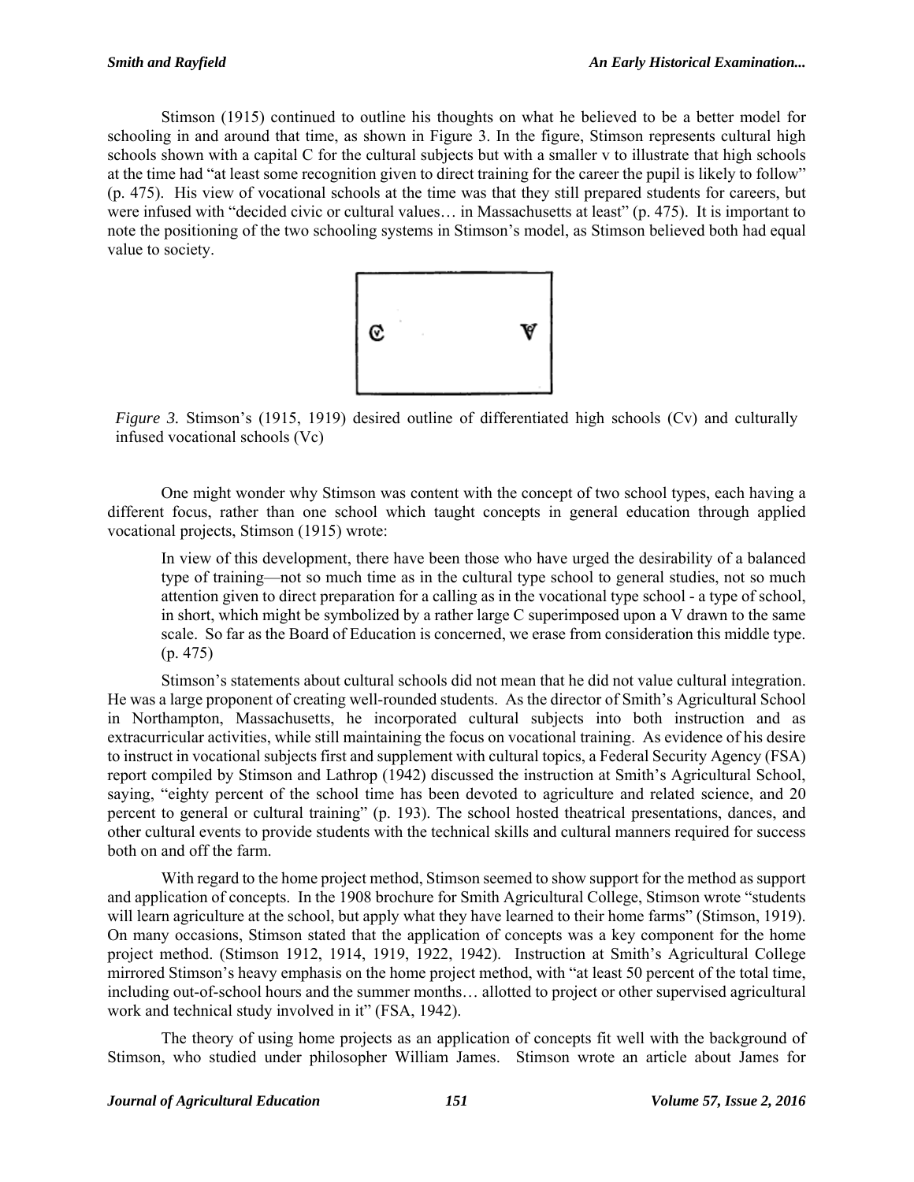Stimson (1915) continued to outline his thoughts on what he believed to be a better model for schooling in and around that time, as shown in Figure 3. In the figure, Stimson represents cultural high schools shown with a capital C for the cultural subjects but with a smaller v to illustrate that high schools at the time had "at least some recognition given to direct training for the career the pupil is likely to follow" (p. 475). His view of vocational schools at the time was that they still prepared students for careers, but were infused with "decided civic or cultural values… in Massachusetts at least" (p. 475). It is important to note the positioning of the two schooling systems in Stimson's model, as Stimson believed both had equal value to society.

*Figure 3.* Stimson's (1915, 1919) desired outline of differentiated high schools (Cv) and culturally infused vocational schools (Vc)

One might wonder why Stimson was content with the concept of two school types, each having a different focus, rather than one school which taught concepts in general education through applied vocational projects, Stimson (1915) wrote:

> In view of this development, there have been those who have urged the desirability of a balanced type of training—not so much time as in the cultural type school to general studies, not so much attention given to direct preparation for a calling as in the vocational type school - a type of school, in short, which might be symbolized by a rather large C superimposed upon a V drawn to the same scale. So far as the Board of Education is concerned, we erase from consideration this middle type. (p. 475)

Stimson's statements about cultural schools did not mean that he did not value cultural integration. He was a large proponent of creating well-rounded students. As the director of Smith's Agricultural School in Northampton, Massachusetts, he incorporated cultural subjects into both instruction and as extracurricular activities, while still maintaining the focus on vocational training. As evidence of his desire to instruct in vocational subjects first and supplement with cultural topics, a Federal Security Agency (FSA) report compiled by Stimson and Lathrop (1942) discussed the instruction at Smith's Agricultural School, saying, "eighty percent of the school time has been devoted to agriculture and related science, and 20 percent to general or cultural training" (p. 193). The school hosted theatrical presentations, dances, and other cultural events to provide students with the technical skills and cultural manners required for success both on and off the farm.

With regard to the home project method, Stimson seemed to show support for the method as support and application of concepts. In the 1908 brochure for Smith Agricultural College, Stimson wrote "students will learn agriculture at the school, but apply what they have learned to their home farms" (Stimson, 1919). On many occasions, Stimson stated that the application of concepts was a key component for the home project method. (Stimson 1912, 1914, 1919, 1922, 1942). Instruction at Smith's Agricultural College mirrored Stimson's heavy emphasis on the home project method, with "at least 50 percent of the total time, including out-of-school hours and the summer months… allotted to project or other supervised agricultural work and technical study involved in it" (FSA, 1942).

The theory of using home projects as an application of concepts fit well with the background of Stimson, who studied under philosopher William James. Stimson wrote an article about James for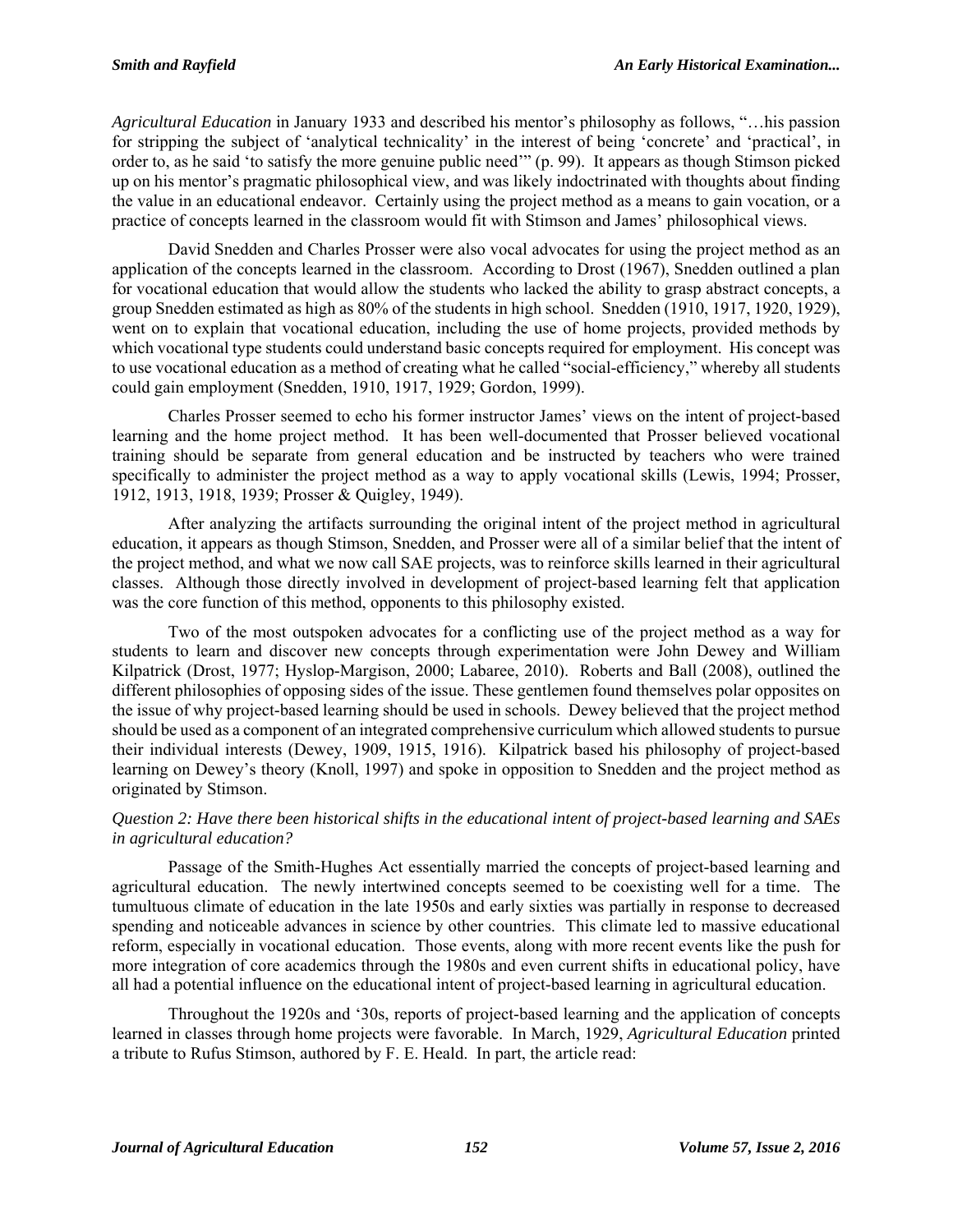*Agricultural Education* in January 1933 and described his mentor's philosophy as follows, "…his passion for stripping the subject of 'analytical technicality' in the interest of being 'concrete' and 'practical', in order to, as he said 'to satisfy the more genuine public need'" (p. 99). It appears as though Stimson picked up on his mentor's pragmatic philosophical view, and was likely indoctrinated with thoughts about finding the value in an educational endeavor. Certainly using the project method as a means to gain vocation, or a practice of concepts learned in the classroom would fit with Stimson and James' philosophical views.

David Snedden and Charles Prosser were also vocal advocates for using the project method as an application of the concepts learned in the classroom. According to Drost (1967), Snedden outlined a plan for vocational education that would allow the students who lacked the ability to grasp abstract concepts, a group Snedden estimated as high as 80% of the students in high school. Snedden (1910, 1917, 1920, 1929), went on to explain that vocational education, including the use of home projects, provided methods by which vocational type students could understand basic concepts required for employment. His concept was to use vocational education as a method of creating what he called "social-efficiency," whereby all students could gain employment (Snedden, 1910, 1917, 1929; Gordon, 1999).

Charles Prosser seemed to echo his former instructor James' views on the intent of project-based learning and the home project method. It has been well-documented that Prosser believed vocational training should be separate from general education and be instructed by teachers who were trained specifically to administer the project method as a way to apply vocational skills (Lewis, 1994; Prosser, 1912, 1913, 1918, 1939; Prosser & Quigley, 1949).

After analyzing the artifacts surrounding the original intent of the project method in agricultural education, it appears as though Stimson, Snedden, and Prosser were all of a similar belief that the intent of the project method, and what we now call SAE projects, was to reinforce skills learned in their agricultural classes. Although those directly involved in development of project-based learning felt that application was the core function of this method, opponents to this philosophy existed.

Two of the most outspoken advocates for a conflicting use of the project method as a way for students to learn and discover new concepts through experimentation were John Dewey and William Kilpatrick (Drost, 1977; Hyslop-Margison, 2000; Labaree, 2010). Roberts and Ball (2008), outlined the different philosophies of opposing sides of the issue. These gentlemen found themselves polar opposites on the issue of why project-based learning should be used in schools. Dewey believed that the project method should be used as a component of an integrated comprehensive curriculum which allowed students to pursue their individual interests (Dewey, 1909, 1915, 1916). Kilpatrick based his philosophy of project-based learning on Dewey's theory (Knoll, 1997) and spoke in opposition to Snedden and the project method as originated by Stimson.

*Question 2: Have there been historical shifts in the educational intent of project-based learning and SAEs in agricultural education?*

Passage of the Smith-Hughes Act essentially married the concepts of project-based learning and agricultural education. The newly intertwined concepts seemed to be coexisting well for a time. The tumultuous climate of education in the late 1950s and early sixties was partially in response to decreased spending and noticeable advances in science by other countries. This climate led to massive educational reform, especially in vocational education. Those events, along with more recent events like the push for more integration of core academics through the 1980s and even current shifts in educational policy, have all had a potential influence on the educational intent of project-based learning in agricultural education.

Throughout the 1920s and '30s, reports of project-based learning and the application of concepts learned in classes through home projects were favorable. In March, 1929, *Agricultural Education* printed a tribute to Rufus Stimson, authored by F. E. Heald. In part, the article read: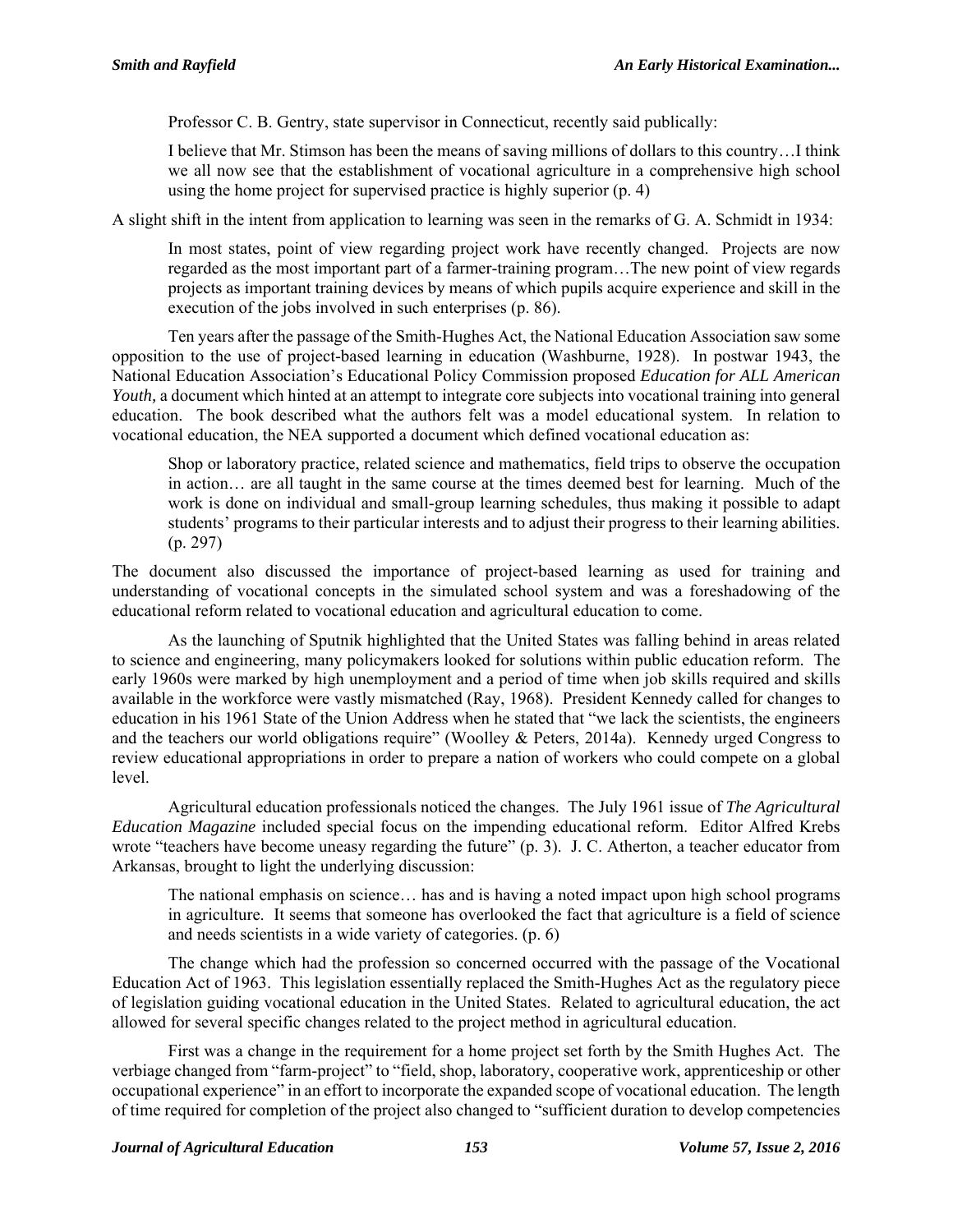Professor C. B. Gentry, state supervisor in Connecticut, recently said publically:

> I believe that Mr. Stimson has been the means of saving millions of dollars to this country…I think we all now see that the establishment of vocational agriculture in a comprehensive high school using the home project for supervised practice is highly superior (p. 4)

A slight shift in the intent from application to learning was seen in the remarks of G. A. Schmidt in 1934:

> In most states, point of view regarding project work have recently changed. Projects are now regarded as the most important part of a farmer-training program…The new point of view regards projects as important training devices by means of which pupils acquire experience and skill in the execution of the jobs involved in such enterprises (p. 86).

Ten years after the passage of the Smith-Hughes Act, the National Education Association saw some opposition to the use of project-based learning in education (Washburne, 1928). In postwar 1943, the National Education Association's Educational Policy Commission proposed *Education for ALL American Youth,* a document which hinted at an attempt to integrate core subjects into vocational training into general education. The book described what the authors felt was a model educational system. In relation to vocational education, the NEA supported a document which defined vocational education as:

> Shop or laboratory practice, related science and mathematics, field trips to observe the occupation in action… are all taught in the same course at the times deemed best for learning. Much of the work is done on individual and small-group learning schedules, thus making it possible to adapt students' programs to their particular interests and to adjust their progress to their learning abilities. (p. 297)

The document also discussed the importance of project-based learning as used for training and understanding of vocational concepts in the simulated school system and was a foreshadowing of the educational reform related to vocational education and agricultural education to come.

As the launching of Sputnik highlighted that the United States was falling behind in areas related to science and engineering, many policymakers looked for solutions within public education reform. The early 1960s were marked by high unemployment and a period of time when job skills required and skills available in the workforce were vastly mismatched (Ray, 1968). President Kennedy called for changes to education in his 1961 State of the Union Address when he stated that "we lack the scientists, the engineers and the teachers our world obligations require" (Woolley & Peters, 2014a). Kennedy urged Congress to review educational appropriations in order to prepare a nation of workers who could compete on a global level.

Agricultural education professionals noticed the changes. The July 1961 issue of *The Agricultural Education Magazine* included special focus on the impending educational reform. Editor Alfred Krebs wrote "teachers have become uneasy regarding the future" (p. 3). J. C. Atherton, a teacher educator from Arkansas, brought to light the underlying discussion:

> The national emphasis on science… has and is having a noted impact upon high school programs in agriculture. It seems that someone has overlooked the fact that agriculture is a field of science and needs scientists in a wide variety of categories. (p. 6)

The change which had the profession so concerned occurred with the passage of the Vocational Education Act of 1963. This legislation essentially replaced the Smith-Hughes Act as the regulatory piece of legislation guiding vocational education in the United States. Related to agricultural education, the act allowed for several specific changes related to the project method in agricultural education.

First was a change in the requirement for a home project set forth by the Smith Hughes Act. The verbiage changed from "farm-project" to "field, shop, laboratory, cooperative work, apprenticeship or other occupational experience" in an effort to incorporate the expanded scope of vocational education. The length of time required for completion of the project also changed to "sufficient duration to develop competencies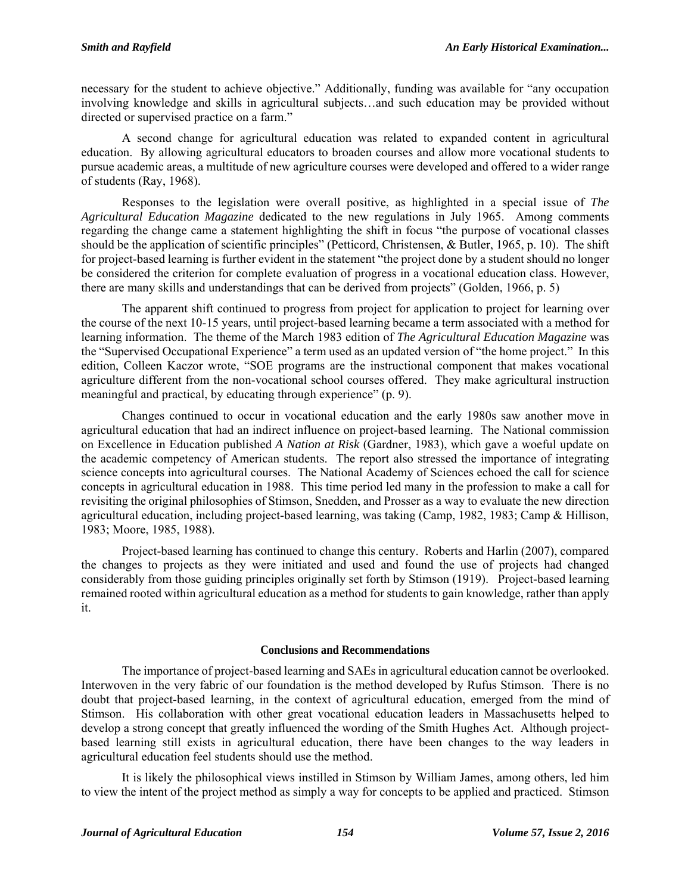necessary for the student to achieve objective." Additionally, funding was available for "any occupation involving knowledge and skills in agricultural subjects…and such education may be provided without directed or supervised practice on a farm."

A second change for agricultural education was related to expanded content in agricultural education. By allowing agricultural educators to broaden courses and allow more vocational students to pursue academic areas, a multitude of new agriculture courses were developed and offered to a wider range of students (Ray, 1968).

Responses to the legislation were overall positive, as highlighted in a special issue of *The Agricultural Education Magazine* dedicated to the new regulations in July 1965. Among comments regarding the change came a statement highlighting the shift in focus "the purpose of vocational classes should be the application of scientific principles" (Petticord, Christensen, & Butler, 1965, p. 10). The shift for project-based learning is further evident in the statement "the project done by a student should no longer be considered the criterion for complete evaluation of progress in a vocational education class. However, there are many skills and understandings that can be derived from projects" (Golden, 1966, p. 5)

The apparent shift continued to progress from project for application to project for learning over the course of the next 10-15 years, until project-based learning became a term associated with a method for learning information. The theme of the March 1983 edition of *The Agricultural Education Magazine* was the "Supervised Occupational Experience" a term used as an updated version of "the home project." In this edition, Colleen Kaczor wrote, "SOE programs are the instructional component that makes vocational agriculture different from the non-vocational school courses offered. They make agricultural instruction meaningful and practical, by educating through experience" (p. 9).

Changes continued to occur in vocational education and the early 1980s saw another move in agricultural education that had an indirect influence on project-based learning. The National commission on Excellence in Education published *A Nation at Risk* (Gardner, 1983), which gave a woeful update on the academic competency of American students. The report also stressed the importance of integrating science concepts into agricultural courses. The National Academy of Sciences echoed the call for science concepts in agricultural education in 1988. This time period led many in the profession to make a call for revisiting the original philosophies of Stimson, Snedden, and Prosser as a way to evaluate the new direction agricultural education, including project-based learning, was taking (Camp, 1982, 1983; Camp & Hillison, 1983; Moore, 1985, 1988).

Project-based learning has continued to change this century. Roberts and Harlin (2007), compared the changes to projects as they were initiated and used and found the use of projects had changed considerably from those guiding principles originally set forth by Stimson (1919). Project-based learning remained rooted within agricultural education as a method for students to gain knowledge, rather than apply it.

## Conclusions and Recommendations

The importance of project-based learning and SAEs in agricultural education cannot be overlooked. Interwoven in the very fabric of our foundation is the method developed by Rufus Stimson. There is no doubt that project-based learning, in the context of agricultural education, emerged from the mind of Stimson. His collaboration with other great vocational education leaders in Massachusetts helped to develop a strong concept that greatly influenced the wording of the Smith Hughes Act. Although project-based learning still exists in agricultural education, there have been changes to the way leaders in agricultural education feel students should use the method.

It is likely the philosophical views instilled in Stimson by William James, among others, led him to view the intent of the project method as simply a way for concepts to be applied and practiced. Stimson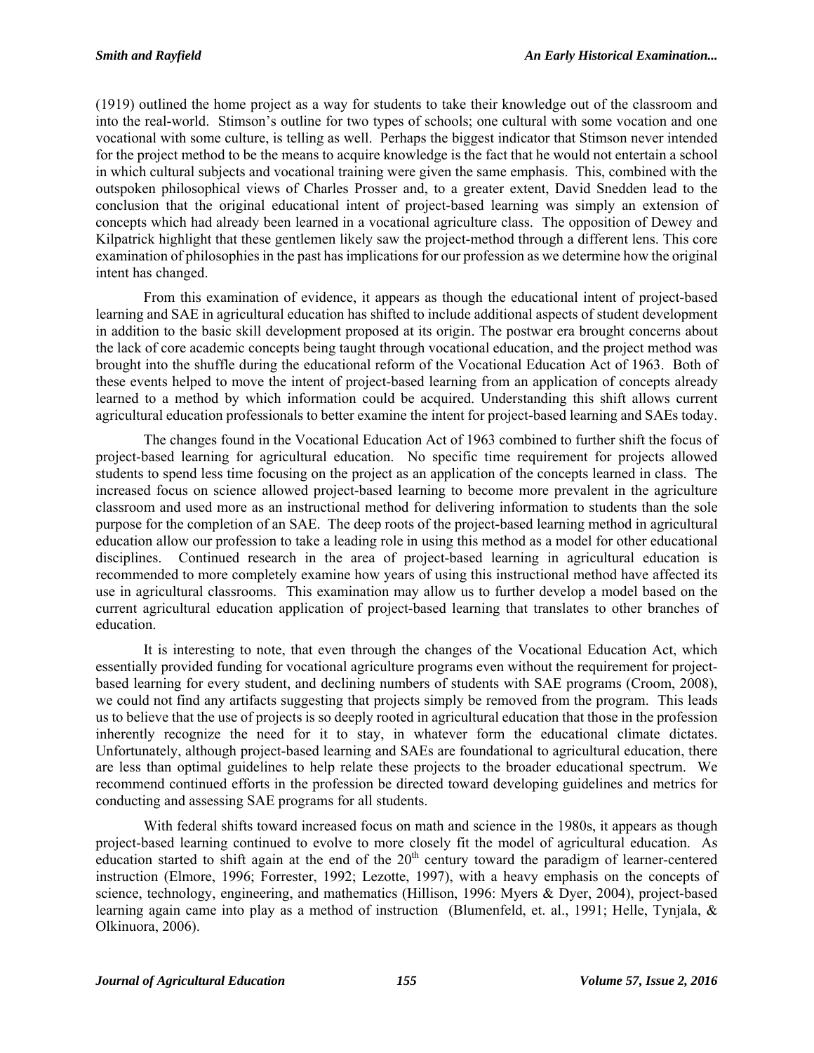(1919) outlined the home project as a way for students to take their knowledge out of the classroom and into the real-world. Stimson's outline for two types of schools; one cultural with some vocation and one vocational with some culture, is telling as well. Perhaps the biggest indicator that Stimson never intended for the project method to be the means to acquire knowledge is the fact that he would not entertain a school in which cultural subjects and vocational training were given the same emphasis. This, combined with the outspoken philosophical views of Charles Prosser and, to a greater extent, David Snedden lead to the conclusion that the original educational intent of project-based learning was simply an extension of concepts which had already been learned in a vocational agriculture class. The opposition of Dewey and Kilpatrick highlight that these gentlemen likely saw the project-method through a different lens. This core examination of philosophies in the past has implications for our profession as we determine how the original intent has changed.

From this examination of evidence, it appears as though the educational intent of project-based learning and SAE in agricultural education has shifted to include additional aspects of student development in addition to the basic skill development proposed at its origin. The postwar era brought concerns about the lack of core academic concepts being taught through vocational education, and the project method was brought into the shuffle during the educational reform of the Vocational Education Act of 1963. Both of these events helped to move the intent of project-based learning from an application of concepts already learned to a method by which information could be acquired. Understanding this shift allows current agricultural education professionals to better examine the intent for project-based learning and SAEs today.

The changes found in the Vocational Education Act of 1963 combined to further shift the focus of project-based learning for agricultural education. No specific time requirement for projects allowed students to spend less time focusing on the project as an application of the concepts learned in class. The increased focus on science allowed project-based learning to become more prevalent in the agriculture classroom and used more as an instructional method for delivering information to students than the sole purpose for the completion of an SAE. The deep roots of the project-based learning method in agricultural education allow our profession to take a leading role in using this method as a model for other educational disciplines. Continued research in the area of project-based learning in agricultural education is recommended to more completely examine how years of using this instructional method have affected its use in agricultural classrooms. This examination may allow us to further develop a model based on the current agricultural education application of project-based learning that translates to other branches of education.

It is interesting to note, that even through the changes of the Vocational Education Act, which essentially provided funding for vocational agriculture programs even without the requirement for project-based learning for every student, and declining numbers of students with SAE programs (Croom, 2008), we could not find any artifacts suggesting that projects simply be removed from the program. This leads us to believe that the use of projects is so deeply rooted in agricultural education that those in the profession inherently recognize the need for it to stay, in whatever form the educational climate dictates. Unfortunately, although project-based learning and SAEs are foundational to agricultural education, there are less than optimal guidelines to help relate these projects to the broader educational spectrum. We recommend continued efforts in the profession be directed toward developing guidelines and metrics for conducting and assessing SAE programs for all students.

With federal shifts toward increased focus on math and science in the 1980s, it appears as though project-based learning continued to evolve to more closely fit the model of agricultural education. As education started to shift again at the end of the 20th century toward the paradigm of learner-centered instruction (Elmore, 1996; Forrester, 1992; Lezotte, 1997), with a heavy emphasis on the concepts of science, technology, engineering, and mathematics (Hillison, 1996: Myers & Dyer, 2004), project-based learning again came into play as a method of instruction (Blumenfeld, et. al., 1991; Helle, Tynjala, & Olkinuora, 2006).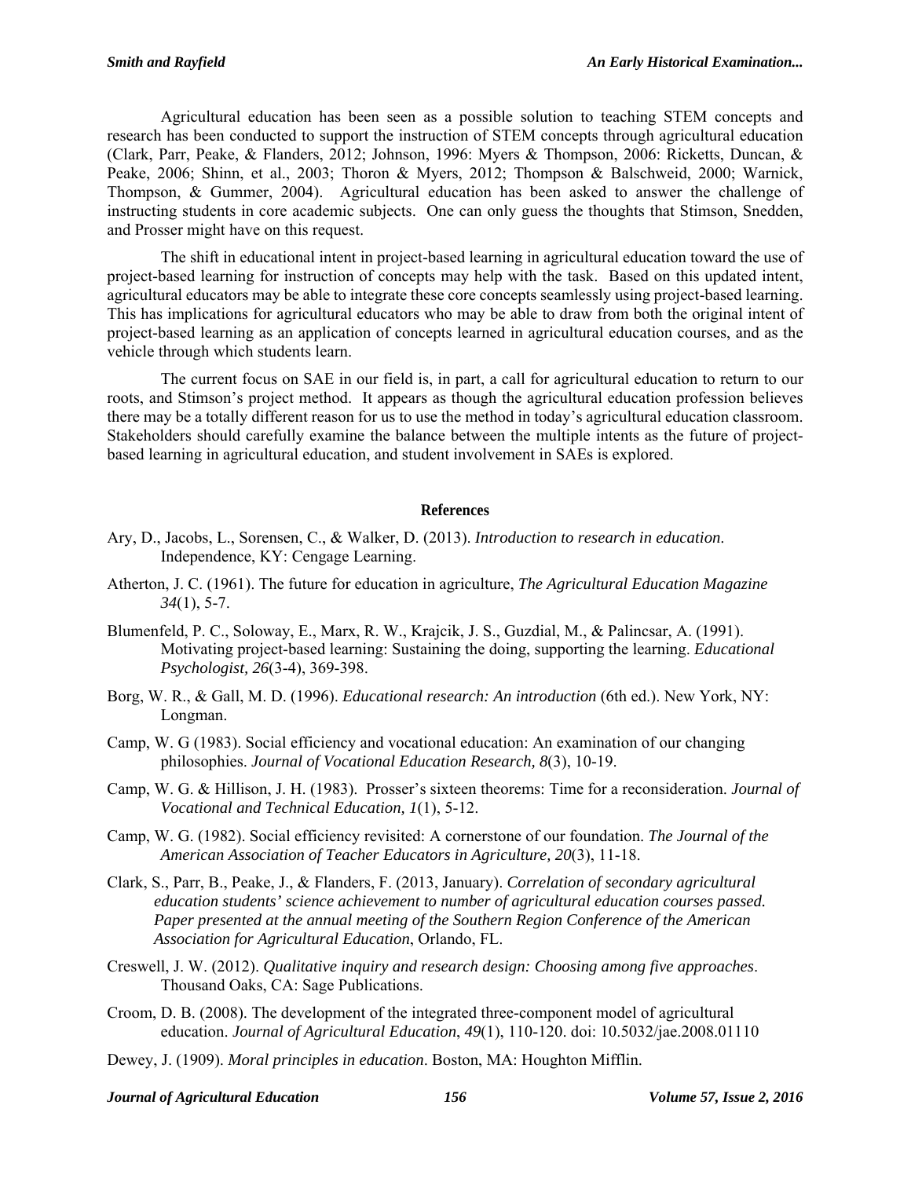Agricultural education has been seen as a possible solution to teaching STEM concepts and research has been conducted to support the instruction of STEM concepts through agricultural education (Clark, Parr, Peake, & Flanders, 2012; Johnson, 1996: Myers & Thompson, 2006: Ricketts, Duncan, & Peake, 2006; Shinn, et al., 2003; Thoron & Myers, 2012; Thompson & Balschweid, 2000; Warnick, Thompson, & Gummer, 2004). Agricultural education has been asked to answer the challenge of instructing students in core academic subjects. One can only guess the thoughts that Stimson, Snedden, and Prosser might have on this request.

The shift in educational intent in project-based learning in agricultural education toward the use of project-based learning for instruction of concepts may help with the task. Based on this updated intent, agricultural educators may be able to integrate these core concepts seamlessly using project-based learning. This has implications for agricultural educators who may be able to draw from both the original intent of project-based learning as an application of concepts learned in agricultural education courses, and as the vehicle through which students learn.

The current focus on SAE in our field is, in part, a call for agricultural education to return to our roots, and Stimson's project method. It appears as though the agricultural education profession believes there may be a totally different reason for us to use the method in today's agricultural education classroom. Stakeholders should carefully examine the balance between the multiple intents as the future of project-based learning in agricultural education, and student involvement in SAEs is explored.

## References

Ary, D., Jacobs, L., Sorensen, C., & Walker, D. (2013). *Introduction to research in education*. Independence, KY: Cengage Learning.

Atherton, J. C. (1961). The future for education in agriculture, *The Agricultural Education Magazine 34*(1), 5-7.

Blumenfeld, P. C., Soloway, E., Marx, R. W., Krajcik, J. S., Guzdial, M., & Palincsar, A. (1991). Motivating project-based learning: Sustaining the doing, supporting the learning. *Educational Psychologist, 26*(3-4), 369-398.

Borg, W. R., & Gall, M. D. (1996). *Educational research: An introduction* (6th ed.). New York, NY: Longman.

Camp, W. G (1983). Social efficiency and vocational education: An examination of our changing philosophies. *Journal of Vocational Education Research, 8*(3), 10-19.

Camp, W. G. & Hillison, J. H. (1983). Prosser's sixteen theorems: Time for a reconsideration. *Journal of Vocational and Technical Education, 1*(1), 5-12.

Camp, W. G. (1982). Social efficiency revisited: A cornerstone of our foundation. *The Journal of the American Association of Teacher Educators in Agriculture, 20*(3), 11-18.

Clark, S., Parr, B., Peake, J., & Flanders, F. (2013, January). *Correlation of secondary agricultural education students' science achievement to number of agricultural education courses passed. Paper presented at the annual meeting of the Southern Region Conference of the American Association for Agricultural Education*, Orlando, FL.

Creswell, J. W. (2012). *Qualitative inquiry and research design: Choosing among five approaches*. Thousand Oaks, CA: Sage Publications.

Croom, D. B. (2008). The development of the integrated three-component model of agricultural education. *Journal of Agricultural Education*, *49*(1), 110-120. doi: 10.5032/jae.2008.01110

Dewey, J. (1909). *Moral principles in education*. Boston, MA: Houghton Mifflin.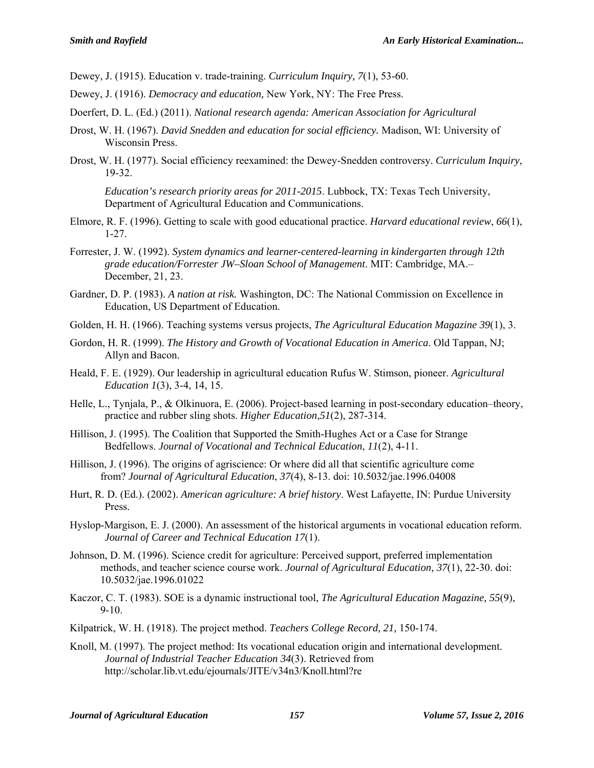Dewey, J. (1915). Education v. trade-training. *Curriculum Inquiry, 7*(1), 53-60.

Dewey, J. (1916). *Democracy and education,* New York, NY: The Free Press.

Doerfert, D. L. (Ed.) (2011). *National research agenda: American Association for Agricultural*

Drost, W. H. (1967). *David Snedden and education for social efficiency.* Madison, WI: University of Wisconsin Press.

Drost, W. H. (1977). Social efficiency reexamined: the Dewey-Snedden controversy. *Curriculum Inquiry*, 19-32.

*Education's research priority areas for 2011-2015*. Lubbock, TX: Texas Tech University, Department of Agricultural Education and Communications.

Elmore, R. F. (1996). Getting to scale with good educational practice. *Harvard educational review*, *66*(1), 1-27.

Forrester, J. W. (1992). *System dynamics and learner-centered-learning in kindergarten through 12th grade education/Forrester JW–Sloan School of Management*. MIT: Cambridge, MA.– December, 21, 23.

Gardner, D. P. (1983). *A nation at risk.* Washington, DC: The National Commission on Excellence in Education, US Department of Education.

Golden, H. H. (1966). Teaching systems versus projects, *The Agricultural Education Magazine 39*(1), 3.

Gordon, H. R. (1999). *The History and Growth of Vocational Education in America*. Old Tappan, NJ; Allyn and Bacon.

Heald, F. E. (1929). Our leadership in agricultural education Rufus W. Stimson, pioneer. *Agricultural Education 1*(3), 3-4, 14, 15.

Helle, L., Tynjala, P., & Olkinuora, E. (2006). Project-based learning in post-secondary education–theory, practice and rubber sling shots. *Higher Education*,*51*(2), 287-314.

Hillison, J. (1995). The Coalition that Supported the Smith-Hughes Act or a Case for Strange Bedfellows. *Journal of Vocational and Technical Education*, *11*(2), 4-11.

Hillison, J. (1996). The origins of agriscience: Or where did all that scientific agriculture come from? *Journal of Agricultural Education*, *37*(4), 8-13. doi: 10.5032/jae.1996.04008

Hurt, R. D. (Ed.). (2002). *American agriculture: A brief history*. West Lafayette, IN: Purdue University Press.

Hyslop-Margison, E. J. (2000). An assessment of the historical arguments in vocational education reform. *Journal of Career and Technical Education 17*(1).

Johnson, D. M. (1996). Science credit for agriculture: Perceived support, preferred implementation methods, and teacher science course work. *Journal of Agricultural Education, 37*(1), 22-30. doi: 10.5032/jae.1996.01022

Kaczor, C. T. (1983). SOE is a dynamic instructional tool, *The Agricultural Education Magazine, 55*(9), 9-10.

Kilpatrick, W. H. (1918). The project method. *Teachers College Record, 21,* 150-174.

Knoll, M. (1997). The project method: Its vocational education origin and international development. *Journal of Industrial Teacher Education 34*(3). Retrieved from http://scholar.lib.vt.edu/ejournals/JITE/v34n3/Knoll.html?re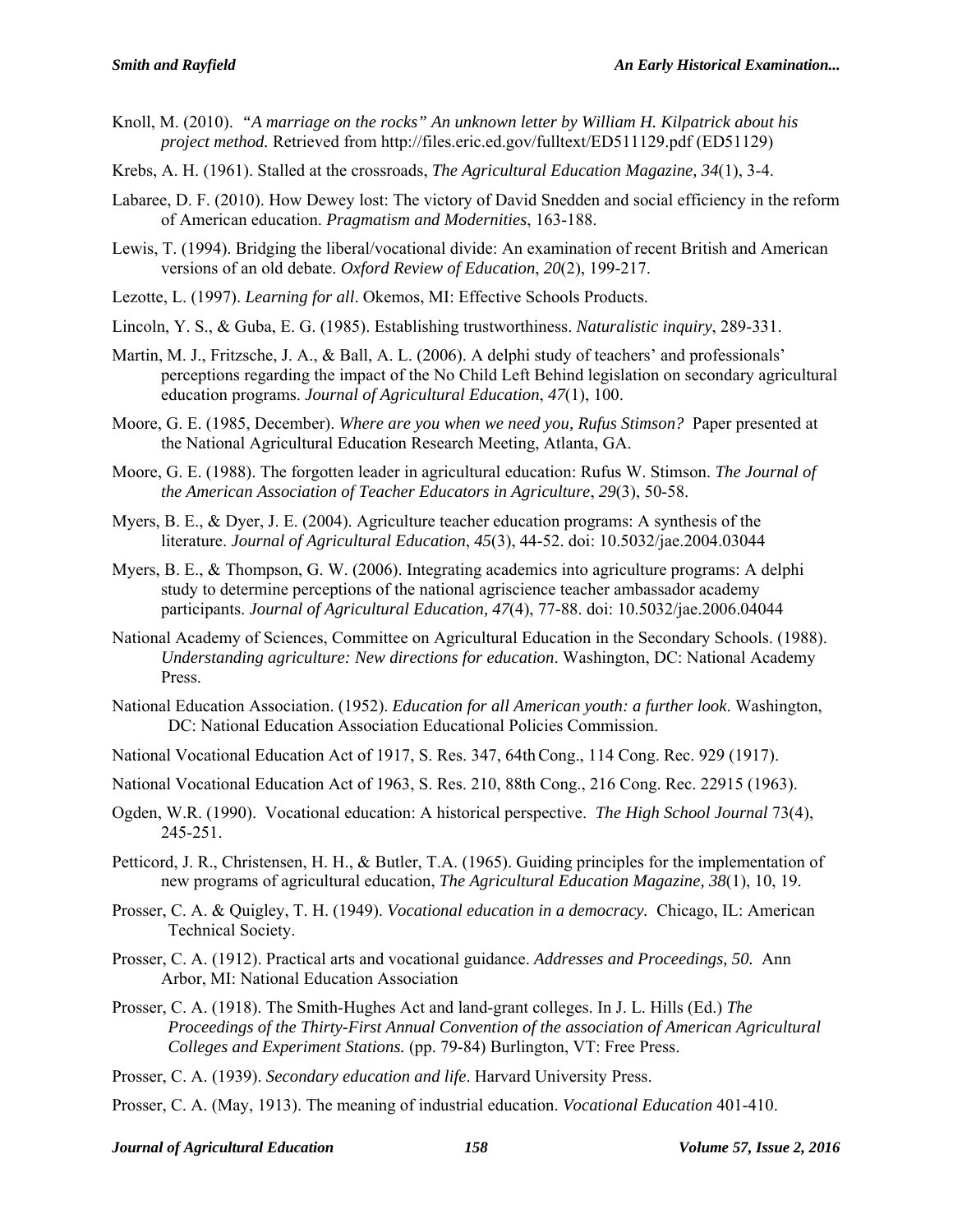Knoll, M. (2010). *"A marriage on the rocks" An unknown letter by William H. Kilpatrick about his project method.* Retrieved from http://files.eric.ed.gov/fulltext/ED511129.pdf (ED51129)

Krebs, A. H. (1961). Stalled at the crossroads, *The Agricultural Education Magazine, 34*(1), 3-4.

Labaree, D. F. (2010). How Dewey lost: The victory of David Snedden and social efficiency in the reform of American education. *Pragmatism and Modernities*, 163-188.

Lewis, T. (1994). Bridging the liberal/vocational divide: An examination of recent British and American versions of an old debate. *Oxford Review of Education*, *20*(2), 199-217.

Lezotte, L. (1997). *Learning for all*. Okemos, MI: Effective Schools Products.

Lincoln, Y. S., & Guba, E. G. (1985). Establishing trustworthiness. *Naturalistic inquiry*, 289-331.

Martin, M. J., Fritzsche, J. A., & Ball, A. L. (2006). A delphi study of teachers' and professionals' perceptions regarding the impact of the No Child Left Behind legislation on secondary agricultural education programs. *Journal of Agricultural Education*, *47*(1), 100.

Moore, G. E. (1985, December). *Where are you when we need you, Rufus Stimson?* Paper presented at the National Agricultural Education Research Meeting, Atlanta, GA.

Moore, G. E. (1988). The forgotten leader in agricultural education: Rufus W. Stimson. *The Journal of the American Association of Teacher Educators in Agriculture*, *29*(3), 50-58.

Myers, B. E., & Dyer, J. E. (2004). Agriculture teacher education programs: A synthesis of the literature. *Journal of Agricultural Education*, *45*(3), 44-52. doi: 10.5032/jae.2004.03044

Myers, B. E., & Thompson, G. W. (2006). Integrating academics into agriculture programs: A delphi study to determine perceptions of the national agriscience teacher ambassador academy participants. *Journal of Agricultural Education, 47*(4), 77-88. doi: 10.5032/jae.2006.04044

National Academy of Sciences, Committee on Agricultural Education in the Secondary Schools. (1988). *Understanding agriculture: New directions for education*. Washington, DC: National Academy Press.

National Education Association. (1952). *Education for all American youth: a further look*. Washington, DC: National Education Association Educational Policies Commission.

National Vocational Education Act of 1917, S. Res. 347, 64th Cong., 114 Cong. Rec. 929 (1917).

National Vocational Education Act of 1963, S. Res. 210, 88th Cong., 216 Cong. Rec. 22915 (1963).

Ogden, W.R. (1990). Vocational education: A historical perspective. *The High School Journal* 73(4), 245-251.

Petticord, J. R., Christensen, H. H., & Butler, T.A. (1965). Guiding principles for the implementation of new programs of agricultural education, *The Agricultural Education Magazine, 38*(1), 10, 19.

Prosser, C. A. & Quigley, T. H. (1949). *Vocational education in a democracy.* Chicago, IL: American Technical Society.

Prosser, C. A. (1912). Practical arts and vocational guidance. *Addresses and Proceedings, 50.* Ann Arbor, MI: National Education Association

Prosser, C. A. (1918). The Smith-Hughes Act and land-grant colleges. In J. L. Hills (Ed.) *The Proceedings of the Thirty-First Annual Convention of the association of American Agricultural Colleges and Experiment Stations.* (pp. 79-84) Burlington, VT: Free Press.

Prosser, C. A. (1939). *Secondary education and life*. Harvard University Press.

Prosser, C. A. (May, 1913). The meaning of industrial education. *Vocational Education* 401-410.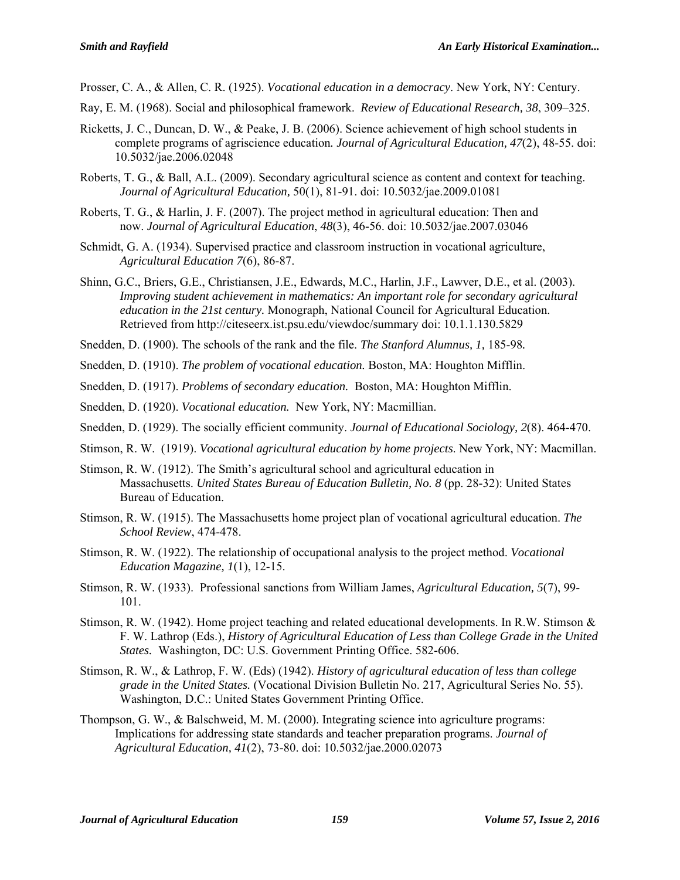Prosser, C. A., & Allen, C. R. (1925). *Vocational education in a democracy*. New York, NY: Century.

Ray, E. M. (1968). Social and philosophical framework. *Review of Educational Research, 38*, 309–325.

Ricketts, J. C., Duncan, D. W., & Peake, J. B. (2006). Science achievement of high school students in complete programs of agriscience education. *Journal of Agricultural Education, 47*(2), 48-55. doi: 10.5032/jae.2006.02048

Roberts, T. G., & Ball, A.L. (2009). Secondary agricultural science as content and context for teaching. *Journal of Agricultural Education,* 50(1), 81-91. doi: 10.5032/jae.2009.01081

Roberts, T. G., & Harlin, J. F. (2007). The project method in agricultural education: Then and now. *Journal of Agricultural Education*, *48*(3), 46-56. doi: 10.5032/jae.2007.03046

Schmidt, G. A. (1934). Supervised practice and classroom instruction in vocational agriculture, *Agricultural Education 7*(6), 86-87.

Shinn, G.C., Briers, G.E., Christiansen, J.E., Edwards, M.C., Harlin, J.F., Lawver, D.E., et al. (2003). *Improving student achievement in mathematics: An important role for secondary agricultural education in the 21st century.* Monograph, National Council for Agricultural Education. Retrieved from http://citeseerx.ist.psu.edu/viewdoc/summary doi: 10.1.1.130.5829

Snedden, D. (1900). The schools of the rank and the file. *The Stanford Alumnus, 1,* 185-98.

Snedden, D. (1910). *The problem of vocational education.* Boston, MA: Houghton Mifflin.

Snedden, D. (1917). *Problems of secondary education.* Boston, MA: Houghton Mifflin.

Snedden, D. (1920). *Vocational education.* New York, NY: Macmillian.

Snedden, D. (1929). The socially efficient community. *Journal of Educational Sociology, 2*(8). 464-470.

Stimson, R. W. (1919). *Vocational agricultural education by home projects.* New York, NY: Macmillan.

Stimson, R. W. (1912). The Smith's agricultural school and agricultural education in Massachusetts. *United States Bureau of Education Bulletin, No. 8* (pp. 28-32): United States Bureau of Education.

Stimson, R. W. (1915). The Massachusetts home project plan of vocational agricultural education. *The School Review*, 474-478.

Stimson, R. W. (1922). The relationship of occupational analysis to the project method. *Vocational Education Magazine, 1*(1), 12-15.

Stimson, R. W. (1933). Professional sanctions from William James, *Agricultural Education, 5*(7), 99-101.

Stimson, R. W. (1942). Home project teaching and related educational developments. In R.W. Stimson & F. W. Lathrop (Eds.), *History of Agricultural Education of Less than College Grade in the United States.* Washington, DC: U.S. Government Printing Office. 582-606.

Stimson, R. W., & Lathrop, F. W. (Eds) (1942). *History of agricultural education of less than college grade in the United States.* (Vocational Division Bulletin No. 217, Agricultural Series No. 55). Washington, D.C.: United States Government Printing Office.

Thompson, G. W., & Balschweid, M. M. (2000). Integrating science into agriculture programs: Implications for addressing state standards and teacher preparation programs. *Journal of Agricultural Education, 41*(2), 73-80. doi: 10.5032/jae.2000.02073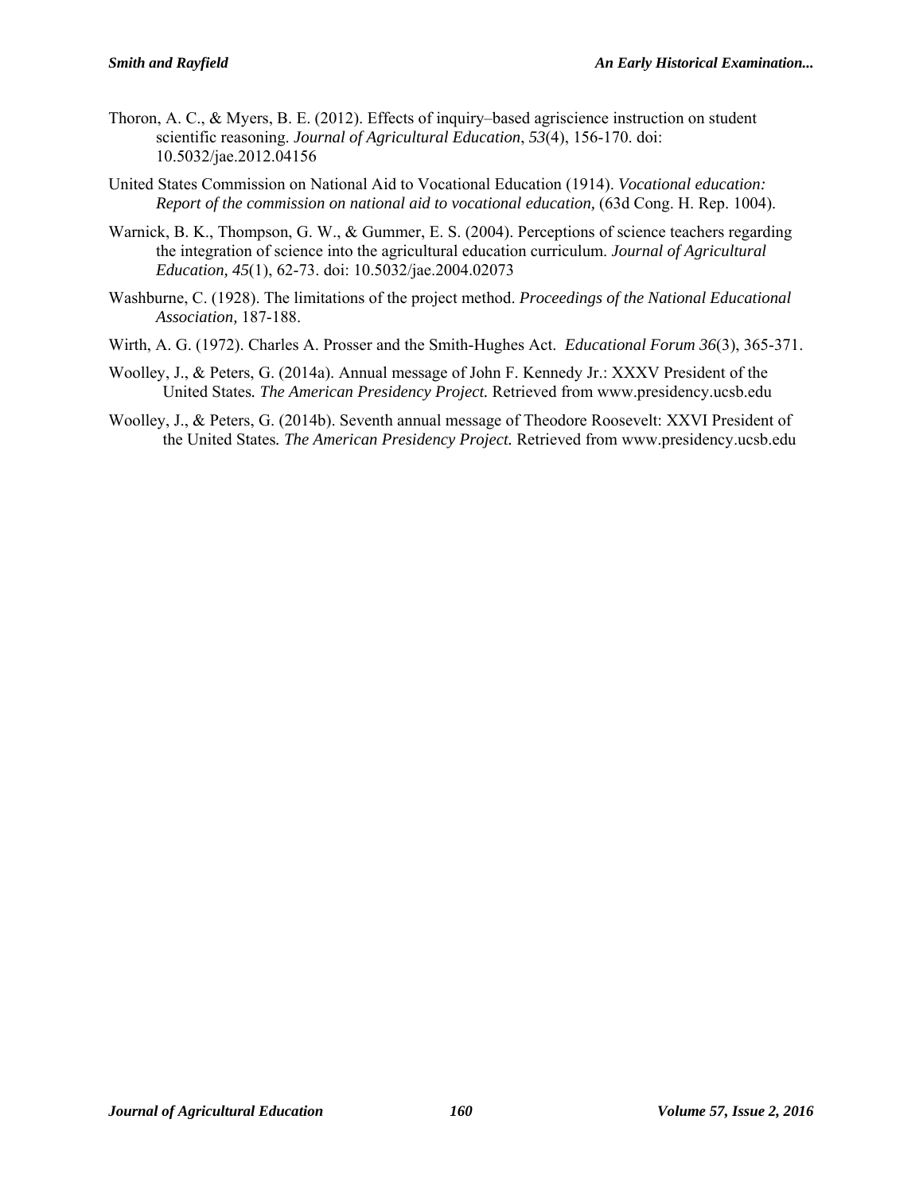Thoron, A. C., & Myers, B. E. (2012). Effects of inquiry–based agriscience instruction on student scientific reasoning. *Journal of Agricultural Education*, *53*(4), 156-170. doi: 10.5032/jae.2012.04156

United States Commission on National Aid to Vocational Education (1914). *Vocational education: Report of the commission on national aid to vocational education,* (63d Cong. H. Rep. 1004).

Warnick, B. K., Thompson, G. W., & Gummer, E. S. (2004). Perceptions of science teachers regarding the integration of science into the agricultural education curriculum. *Journal of Agricultural Education, 45*(1), 62-73. doi: 10.5032/jae.2004.02073

Washburne, C. (1928). The limitations of the project method. *Proceedings of the National Educational Association,* 187-188.

Wirth, A. G. (1972). Charles A. Prosser and the Smith-Hughes Act. *Educational Forum 36*(3), 365-371.

Woolley, J., & Peters, G. (2014a). Annual message of John F. Kennedy Jr.: XXXV President of the United States*. The American Presidency Project.* Retrieved from www.presidency.ucsb.edu

Woolley, J., & Peters, G. (2014b). Seventh annual message of Theodore Roosevelt: XXVI President of the United States*. The American Presidency Project.* Retrieved from www.presidency.ucsb.edu